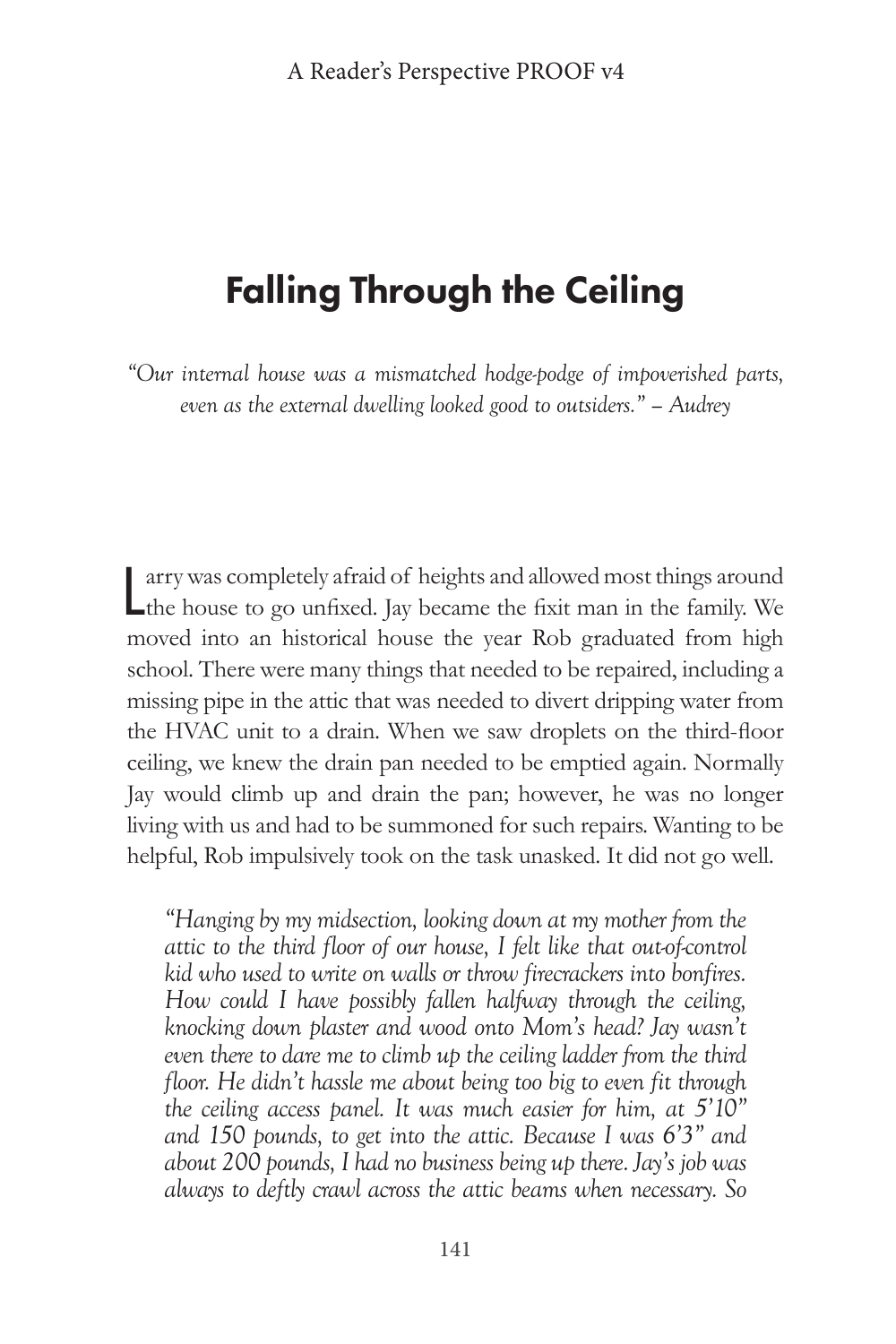# Falling Through the Ceiling

*"Our internal house was a mismatched hodge-podge of impoverished parts, even as the external dwelling looked good to outsiders." – Audrey*

Larry was completely afraid of heights and allowed most things around the house to go unfixed. Jay became the fixit man in the family. We moved into an historical house the year Rob graduated from high school. There were many things that needed to be repaired, including a missing pipe in the attic that was needed to divert dripping water from the HVAC unit to a drain. When we saw droplets on the third-floor ceiling, we knew the drain pan needed to be emptied again. Normally Jay would climb up and drain the pan; however, he was no longer living with us and had to be summoned for such repairs. Wanting to be helpful, Rob impulsively took on the task unasked. It did not go well.

> *"Hanging by my midsection, looking down at my mother from the attic to the third floor of our house, I felt like that out-of-control kid who used to write on walls or throw firecrackers into bonfires. How could I have possibly fallen halfway through the ceiling, knocking down plaster and wood onto Mom's head? Jay wasn't even there to dare me to climb up the ceiling ladder from the third floor. He didn't hassle me about being too big to even fit through the ceiling access panel. It was much easier for him, at 5'10" and 150 pounds, to get into the attic. Because I was 6'3" and about 200 pounds, I had no business being up there. Jay's job was always to deftly crawl across the attic beams when necessary. So*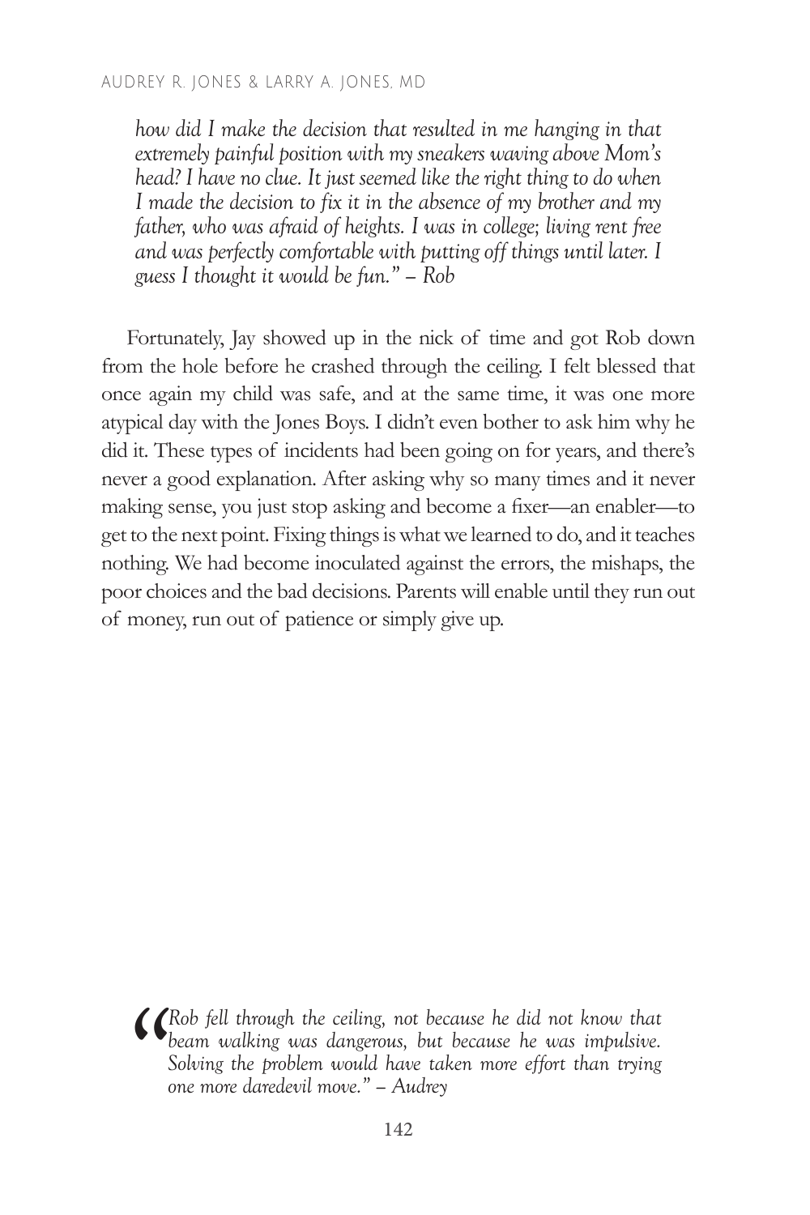*how did I make the decision that resulted in me hanging in that extremely painful position with my sneakers waving above Mom's head? I have no clue. It just seemed like the right thing to do when I made the decision to fix it in the absence of my brother and my father, who was afraid of heights. I was in college; living rent free and was perfectly comfortable with putting off things until later. I guess I thought it would be fun." – Rob*

Fortunately, Jay showed up in the nick of time and got Rob down from the hole before he crashed through the ceiling. I felt blessed that once again my child was safe, and at the same time, it was one more atypical day with the Jones Boys. I didn't even bother to ask him why he did it. These types of incidents had been going on for years, and there's never a good explanation. After asking why so many times and it never making sense, you just stop asking and become a fixer—an enabler—to get to the next point. Fixing things is what we learned to do, and it teaches nothing. We had become inoculated against the errors, the mishaps, the poor choices and the bad decisions. Parents will enable until they run out of money, run out of patience or simply give up.

> *"Rob fell through the ceiling, not because he did not know that beam walking was dangerous, but because he was impulsive. Solving the problem would have taken more effort than trying one more daredevil move." – Audrey*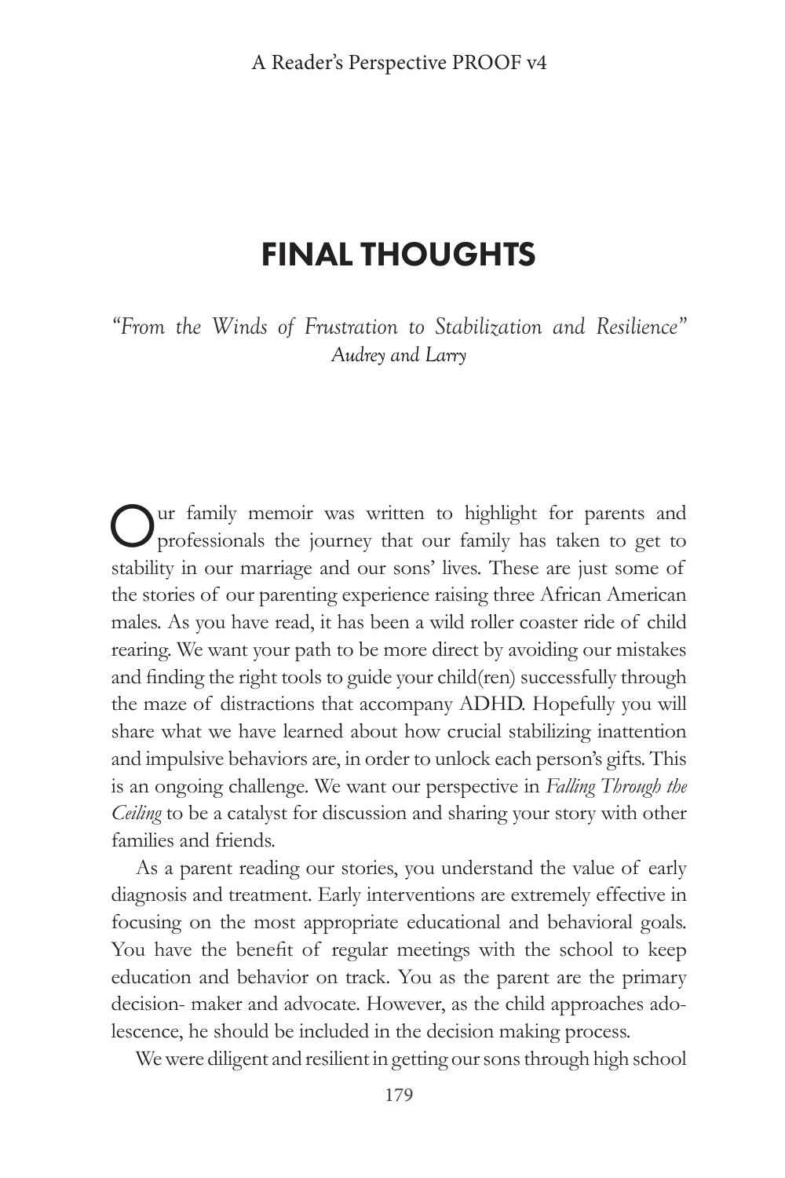# FINAL THOUGHTS

*"From the Winds of Frustration to Stabilization and Resilience"*
*Audrey and Larry*

Our family memoir was written to highlight for parents and professionals the journey that our family has taken to get to stability in our marriage and our sons' lives. These are just some of the stories of our parenting experience raising three African American males. As you have read, it has been a wild roller coaster ride of child rearing. We want your path to be more direct by avoiding our mistakes and finding the right tools to guide your child(ren) successfully through the maze of distractions that accompany ADHD. Hopefully you will share what we have learned about how crucial stabilizing inattention and impulsive behaviors are, in order to unlock each person's gifts. This is an ongoing challenge. We want our perspective in *Falling Through the Ceiling* to be a catalyst for discussion and sharing your story with other families and friends.

As a parent reading our stories, you understand the value of early diagnosis and treatment. Early interventions are extremely effective in focusing on the most appropriate educational and behavioral goals. You have the benefit of regular meetings with the school to keep education and behavior on track. You as the parent are the primary decision- maker and advocate. However, as the child approaches adolescence, he should be included in the decision making process.

We were diligent and resilient in getting our sons through high school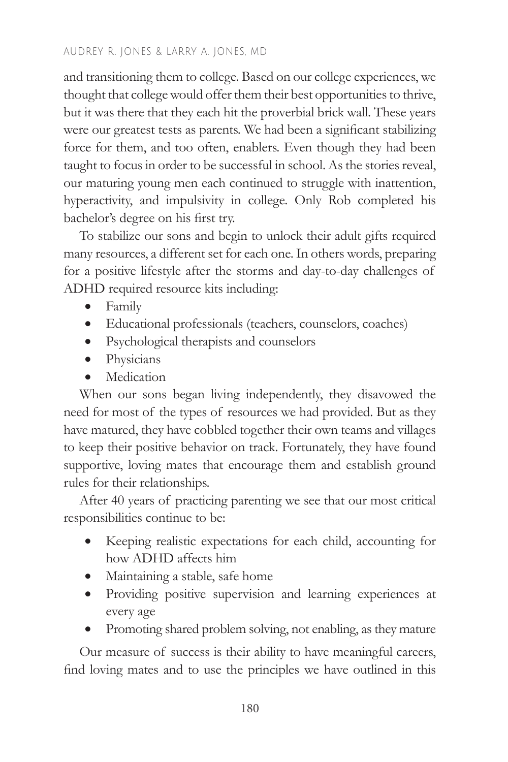and transitioning them to college. Based on our college experiences, we thought that college would offer them their best opportunities to thrive, but it was there that they each hit the proverbial brick wall. These years were our greatest tests as parents. We had been a significant stabilizing force for them, and too often, enablers. Even though they had been taught to focus in order to be successful in school. As the stories reveal, our maturing young men each continued to struggle with inattention, hyperactivity, and impulsivity in college. Only Rob completed his bachelor's degree on his first try.

To stabilize our sons and begin to unlock their adult gifts required many resources, a different set for each one. In others words, preparing for a positive lifestyle after the storms and day-to-day challenges of ADHD required resource kits including:

- Family
- Educational professionals (teachers, counselors, coaches)
- Psychological therapists and counselors
- Physicians
- Medication

When our sons began living independently, they disavowed the need for most of the types of resources we had provided. But as they have matured, they have cobbled together their own teams and villages to keep their positive behavior on track. Fortunately, they have found supportive, loving mates that encourage them and establish ground rules for their relationships.

After 40 years of practicing parenting we see that our most critical responsibilities continue to be:

- Keeping realistic expectations for each child, accounting for how ADHD affects him
- Maintaining a stable, safe home
- Providing positive supervision and learning experiences at every age
- Promoting shared problem solving, not enabling, as they mature

Our measure of success is their ability to have meaningful careers, find loving mates and to use the principles we have outlined in this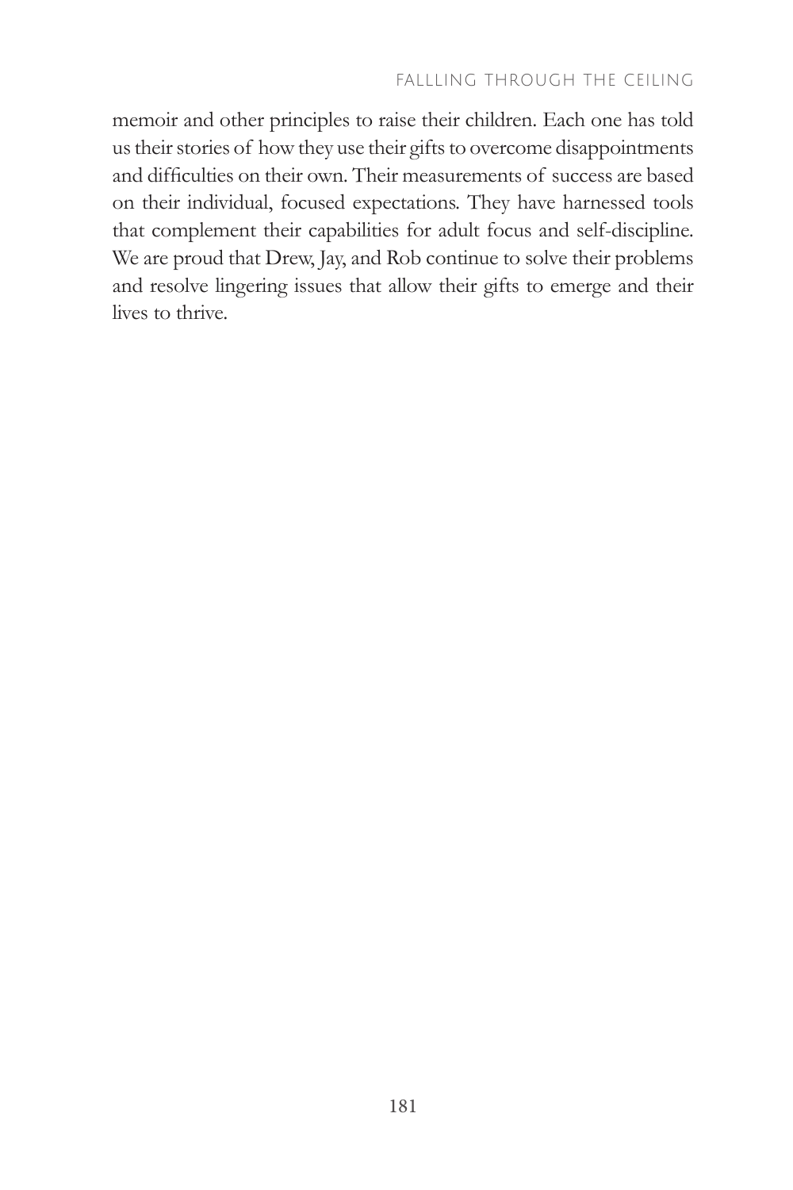memoir and other principles to raise their children. Each one has told us their stories of how they use their gifts to overcome disappointments and difficulties on their own. Their measurements of success are based on their individual, focused expectations. They have harnessed tools that complement their capabilities for adult focus and self-discipline. We are proud that Drew, Jay, and Rob continue to solve their problems and resolve lingering issues that allow their gifts to emerge and their lives to thrive.